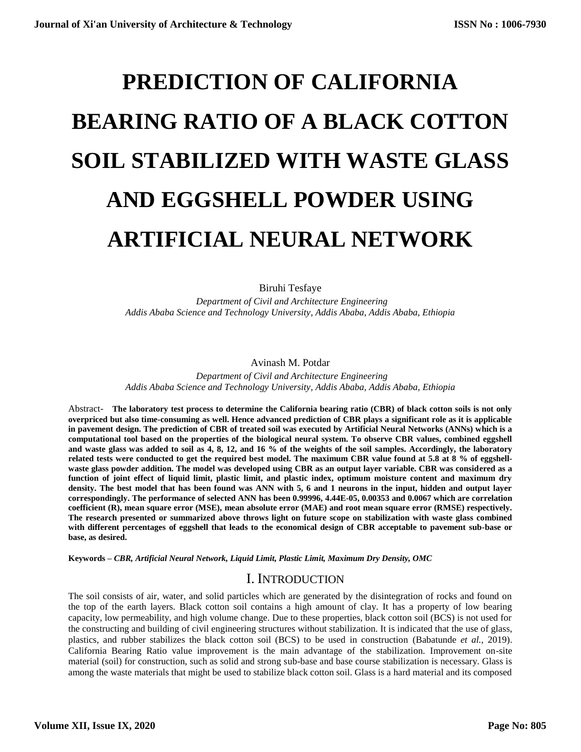# PREDICTION OF CALIFORNIA BEARING RATIO OF A BLACK COTTON SOIL STABILIZED WITH WASTE GLASS AND EGGSHELL POWDER USING ARTIFICIAL NEURAL NETWORK

Biruhi Tesfaye

*Department of Civil and Architecture Engineering*
*Addis Ababa Science and Technology University, Addis Ababa, Addis Ababa, Ethiopia*

Avinash M. Potdar

*Department of Civil and Architecture Engineering*
*Addis Ababa Science and Technology University, Addis Ababa, Addis Ababa, Ethiopia*

Abstract- **The laboratory test process to determine the California bearing ratio (CBR) of black cotton soils is not only overpriced but also time-consuming as well. Hence advanced prediction of CBR plays a significant role as it is applicable in pavement design. The prediction of CBR of treated soil was executed by Artificial Neural Networks (ANNs) which is a computational tool based on the properties of the biological neural system. To observe CBR values, combined eggshell and waste glass was added to soil as 4, 8, 12, and 16 % of the weights of the soil samples. Accordingly, the laboratory related tests were conducted to get the required best model. The maximum CBR value found at 5.8 at 8 % of eggshell-waste glass powder addition. The model was developed using CBR as an output layer variable. CBR was considered as a function of joint effect of liquid limit, plastic limit, and plastic index, optimum moisture content and maximum dry density. The best model that has been found was ANN with 5, 6 and 1 neurons in the input, hidden and output layer correspondingly. The performance of selected ANN has been 0.99996, 4.44E-05, 0.00353 and 0.0067 which are correlation coefficient (R), mean square error (MSE), mean absolute error (MAE) and root mean square error (RMSE) respectively. The research presented or summarized above throws light on future scope on stabilization with waste glass combined with different percentages of eggshell that leads to the economical design of CBR acceptable to pavement sub-base or base, as desired.**

**Keywords –** ***CBR, Artificial Neural Network, Liquid Limit, Plastic Limit, Maximum Dry Density, OMC***

## I. INTRODUCTION

The soil consists of air, water, and solid particles which are generated by the disintegration of rocks and found on the top of the earth layers. Black cotton soil contains a high amount of clay. It has a property of low bearing capacity, low permeability, and high volume change. Due to these properties, black cotton soil (BCS) is not used for the constructing and building of civil engineering structures without stabilization. It is indicated that the use of glass, plastics, and rubber stabilizes the black cotton soil (BCS) to be used in construction (Babatunde *et al.*, 2019). California Bearing Ratio value improvement is the main advantage of the stabilization. Improvement on-site material (soil) for construction, such as solid and strong sub-base and base course stabilization is necessary. Glass is among the waste materials that might be used to stabilize black cotton soil. Glass is a hard material and its composed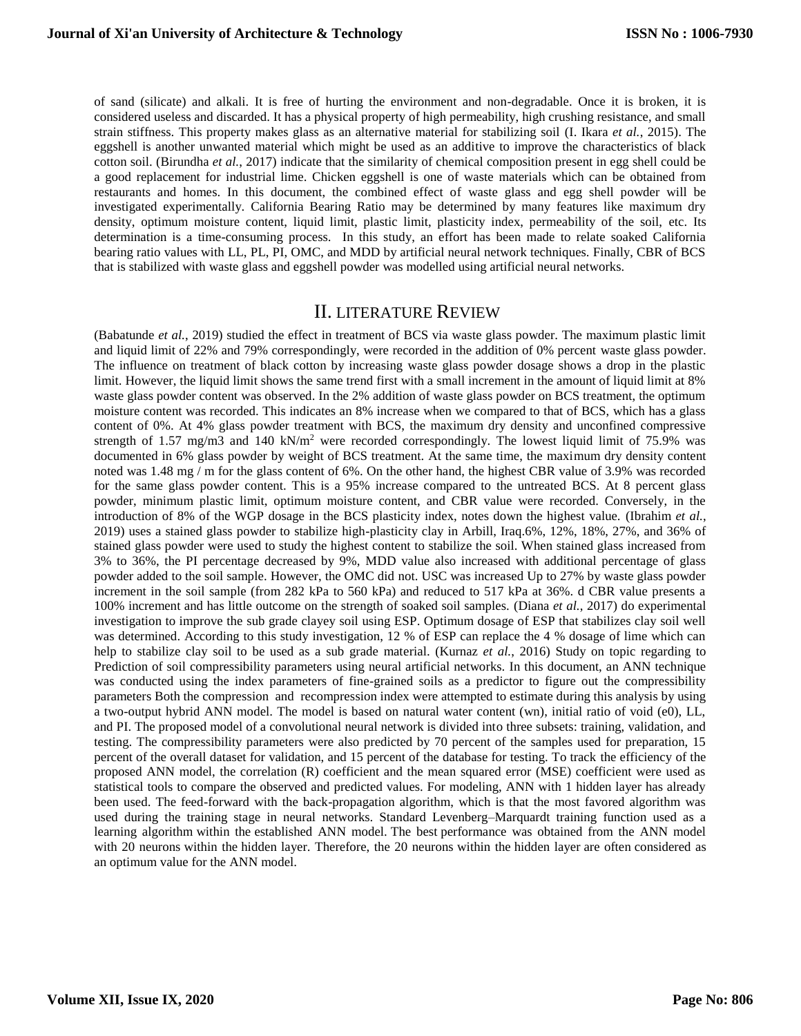of sand (silicate) and alkali. It is free of hurting the environment and non-degradable. Once it is broken, it is considered useless and discarded. It has a physical property of high permeability, high crushing resistance, and small strain stiffness. This property makes glass as an alternative material for stabilizing soil (I. Ikara *et al.*, 2015). The eggshell is another unwanted material which might be used as an additive to improve the characteristics of black cotton soil. (Birundha *et al.*, 2017) indicate that the similarity of chemical composition present in egg shell could be a good replacement for industrial lime. Chicken eggshell is one of waste materials which can be obtained from restaurants and homes. In this document, the combined effect of waste glass and egg shell powder will be investigated experimentally. California Bearing Ratio may be determined by many features like maximum dry density, optimum moisture content, liquid limit, plastic limit, plasticity index, permeability of the soil, etc. Its determination is a time-consuming process. In this study, an effort has been made to relate soaked California bearing ratio values with LL, PL, PI, OMC, and MDD by artificial neural network techniques. Finally, CBR of BCS that is stabilized with waste glass and eggshell powder was modelled using artificial neural networks.

## II. LITERATURE REVIEW

(Babatunde *et al.*, 2019) studied the effect in treatment of BCS via waste glass powder. The maximum plastic limit and liquid limit of 22% and 79% correspondingly, were recorded in the addition of 0% percent waste glass powder. The influence on treatment of black cotton by increasing waste glass powder dosage shows a drop in the plastic limit. However, the liquid limit shows the same trend first with a small increment in the amount of liquid limit at 8% waste glass powder content was observed. In the 2% addition of waste glass powder on BCS treatment, the optimum moisture content was recorded. This indicates an 8% increase when we compared to that of BCS, which has a glass content of 0%. At 4% glass powder treatment with BCS, the maximum dry density and unconfined compressive strength of 1.57 mg/m3 and 140 kN/m$^2$ were recorded correspondingly. The lowest liquid limit of 75.9% was documented in 6% glass powder by weight of BCS treatment. At the same time, the maximum dry density content noted was 1.48 mg / m for the glass content of 6%. On the other hand, the highest CBR value of 3.9% was recorded for the same glass powder content. This is a 95% increase compared to the untreated BCS. At 8 percent glass powder, minimum plastic limit, optimum moisture content, and CBR value were recorded. Conversely, in the introduction of 8% of the WGP dosage in the BCS plasticity index, notes down the highest value. (Ibrahim *et al.*, 2019) uses a stained glass powder to stabilize high-plasticity clay in Arbill, Iraq.6%, 12%, 18%, 27%, and 36% of stained glass powder were used to study the highest content to stabilize the soil. When stained glass increased from 3% to 36%, the PI percentage decreased by 9%, MDD value also increased with additional percentage of glass powder added to the soil sample. However, the OMC did not. USC was increased Up to 27% by waste glass powder increment in the soil sample (from 282 kPa to 560 kPa) and reduced to 517 kPa at 36%. d CBR value presents a 100% increment and has little outcome on the strength of soaked soil samples. (Diana *et al.*, 2017) do experimental investigation to improve the sub grade clayey soil using ESP. Optimum dosage of ESP that stabilizes clay soil well was determined. According to this study investigation, 12 % of ESP can replace the 4 % dosage of lime which can help to stabilize clay soil to be used as a sub grade material. (Kurnaz *et al.*, 2016) Study on topic regarding to Prediction of soil compressibility parameters using neural artificial networks. In this document, an ANN technique was conducted using the index parameters of fine-grained soils as a predictor to figure out the compressibility parameters Both the compression and recompression index were attempted to estimate during this analysis by using a two-output hybrid ANN model. The model is based on natural water content (wn), initial ratio of void (e0), LL, and PI. The proposed model of a convolutional neural network is divided into three subsets: training, validation, and testing. The compressibility parameters were also predicted by 70 percent of the samples used for preparation, 15 percent of the overall dataset for validation, and 15 percent of the database for testing. To track the efficiency of the proposed ANN model, the correlation (R) coefficient and the mean squared error (MSE) coefficient were used as statistical tools to compare the observed and predicted values. For modeling, ANN with 1 hidden layer has already been used. The feed-forward with the back-propagation algorithm, which is that the most favored algorithm was used during the training stage in neural networks. Standard Levenberg–Marquardt training function used as a learning algorithm within the established ANN model. The best performance was obtained from the ANN model with 20 neurons within the hidden layer. Therefore, the 20 neurons within the hidden layer are often considered as an optimum value for the ANN model.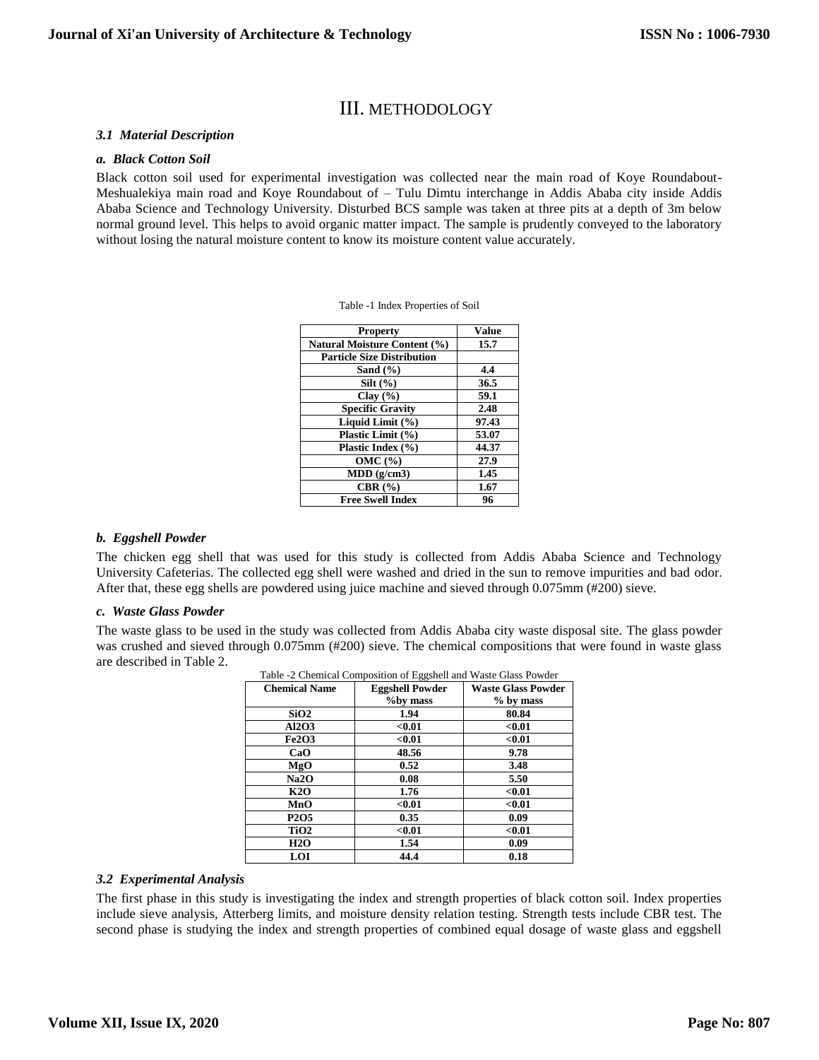# III. METHODOLOGY

### *3.1 Material Description*

#### *a. Black Cotton Soil*

Black cotton soil used for experimental investigation was collected near the main road of Koye Roundabout-Meshualekiya main road and Koye Roundabout of – Tulu Dimtu interchange in Addis Ababa city inside Addis Ababa Science and Technology University. Disturbed BCS sample was taken at three pits at a depth of 3m below normal ground level. This helps to avoid organic matter impact. The sample is prudently conveyed to the laboratory without losing the natural moisture content to know its moisture content value accurately.

Table -1 Index Properties of Soil

| Property | Value |
|---|---|
| Natural Moisture Content (%) | 15.7 |
| Particle Size Distribution | |
| Sand (%) | 4.4 |
| Silt (%) | 36.5 |
| Clay (%) | 59.1 |
| Specific Gravity | 2.48 |
| Liquid Limit (%) | 97.43 |
| Plastic Limit (%) | 53.07 |
| Plastic Index (%) | 44.37 |
| OMC (%) | 27.9 |
| MDD (g/cm3) | 1.45 |
| CBR (%) | 1.67 |
| Free Swell Index | 96 |

#### *b. Eggshell Powder*

The chicken egg shell that was used for this study is collected from Addis Ababa Science and Technology University Cafeterias. The collected egg shell were washed and dried in the sun to remove impurities and bad odor. After that, these egg shells are powdered using juice machine and sieved through 0.075mm (#200) sieve.

#### *c. Waste Glass Powder*

The waste glass to be used in the study was collected from Addis Ababa city waste disposal site. The glass powder was crushed and sieved through 0.075mm (#200) sieve. The chemical compositions that were found in waste glass are described in Table 2.

Table -2 Chemical Composition of Eggshell and Waste Glass Powder

| Chemical Name | Eggshell Powder %by mass | Waste Glass Powder % by mass |
|---|---|---|
| $SiO_2$ | 1.94 | 80.84 |
| $Al_2O_3$ | <0.01 | <0.01 |
| $Fe_2O_3$ | <0.01 | <0.01 |
| CaO | 48.56 | 9.78 |
| MgO | 0.52 | 3.48 |
| $Na_2O$ | 0.08 | 5.50 |
| $K_2O$ | 1.76 | <0.01 |
| MnO | <0.01 | <0.01 |
| $P_2O_5$ | 0.35 | 0.09 |
| $TiO_2$ | <0.01 | <0.01 |
| $H_2O$ | 1.54 | 0.09 |
| LOI | 44.4 | 0.18 |

### *3.2 Experimental Analysis*

The first phase in this study is investigating the index and strength properties of black cotton soil. Index properties include sieve analysis, Atterberg limits, and moisture density relation testing. Strength tests include CBR test. The second phase is studying the index and strength properties of combined equal dosage of waste glass and eggshell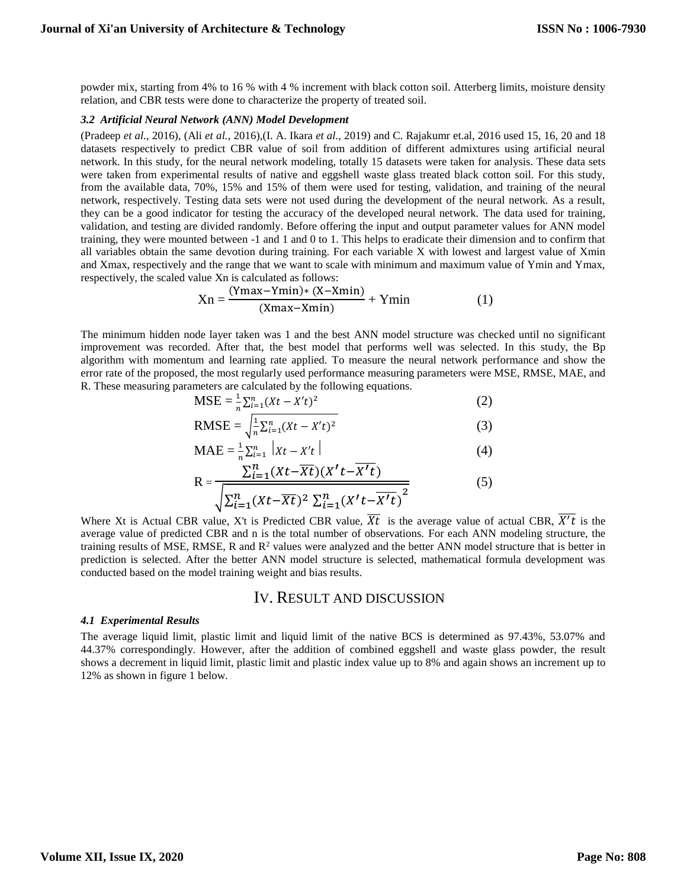powder mix, starting from 4% to 16 % with 4 % increment with black cotton soil. Atterberg limits, moisture density relation, and CBR tests were done to characterize the property of treated soil.

### *3.2 Artificial Neural Network (ANN) Model Development*

(Pradeep *et al.*, 2016), (Ali *et al.*, 2016),(I. A. Ikara *et al.*, 2019) and C. Rajakumr et.al, 2016 used 15, 16, 20 and 18 datasets respectively to predict CBR value of soil from addition of different admixtures using artificial neural network. In this study, for the neural network modeling, totally 15 datasets were taken for analysis. These data sets were taken from experimental results of native and eggshell waste glass treated black cotton soil. For this study, from the available data, 70%, 15% and 15% of them were used for testing, validation, and training of the neural network, respectively. Testing data sets were not used during the development of the neural network. As a result, they can be a good indicator for testing the accuracy of the developed neural network. The data used for training, validation, and testing are divided randomly. Before offering the input and output parameter values for ANN model training, they were mounted between -1 and 1 and 0 to 1. This helps to eradicate their dimension and to confirm that all variables obtain the same devotion during training. For each variable X with lowest and largest value of Xmin and Xmax, respectively and the range that we want to scale with minimum and maximum value of Ymin and Ymax, respectively, the scaled value Xn is calculated as follows:

$$\text{Xn} = \frac{(\text{Ymax}-\text{Ymin}) * (\text{X}-\text{Xmin})}{(\text{Xmax}-\text{Xmin})} + \text{Ymin} \qquad (1)$$

The minimum hidden node layer taken was 1 and the best ANN model structure was checked until no significant improvement was recorded. After that, the best model that performs well was selected. In this study, the Bp algorithm with momentum and learning rate applied. To measure the neural network performance and show the error rate of the proposed, the most regularly used performance measuring parameters were MSE, RMSE, MAE, and R. These measuring parameters are calculated by the following equations.

$$\text{MSE} = \frac{1}{n}\sum_{i=1}^{n}(Xt - X't)^2 \qquad (2)$$

$$\text{RMSE} = \sqrt{\frac{1}{n}\sum_{i=1}^{n}(Xt - X't)^2} \qquad (3)$$

$$\text{MAE} = \frac{1}{n}\sum_{i=1}^{n} \left|Xt - X't\right| \qquad (4)$$

$$\text{R} = \frac{\sum_{i=1}^{n}(Xt-\overline{Xt})(X't-\overline{X't})}{\sqrt{\sum_{i=1}^{n}(Xt-\overline{Xt})^2 \sum_{i=1}^{n}(X't-\overline{X't})^2}} \qquad (5)$$

Where Xt is Actual CBR value, X't is Predicted CBR value, $\overline{Xt}$ is the average value of actual CBR, $\overline{X't}$ is the average value of predicted CBR and n is the total number of observations. For each ANN modeling structure, the training results of MSE, RMSE, R and $R^2$ values were analyzed and the better ANN model structure that is better in prediction is selected. After the better ANN model structure is selected, mathematical formula development was conducted based on the model training weight and bias results.

## IV. RESULT AND DISCUSSION

### *4.1 Experimental Results*

The average liquid limit, plastic limit and liquid limit of the native BCS is determined as 97.43%, 53.07% and 44.37% correspondingly. However, after the addition of combined eggshell and waste glass powder, the result shows a decrement in liquid limit, plastic limit and plastic index value up to 8% and again shows an increment up to 12% as shown in figure 1 below.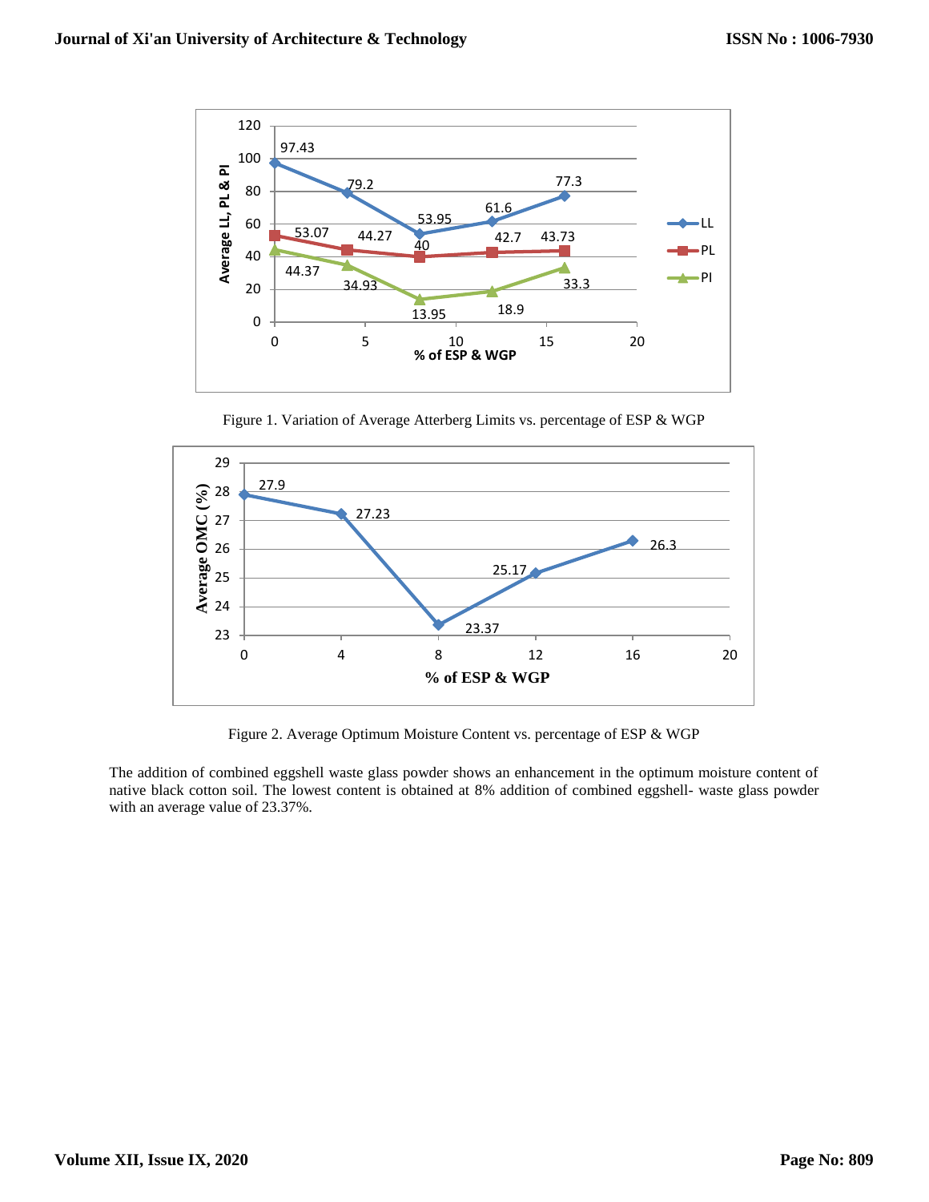Figure 1. Variation of Average Atterberg Limits vs. percentage of ESP & WGP

Figure 2. Average Optimum Moisture Content vs. percentage of ESP & WGP

The addition of combined eggshell waste glass powder shows an enhancement in the optimum moisture content of native black cotton soil. The lowest content is obtained at 8% addition of combined eggshell- waste glass powder with an average value of 23.37%.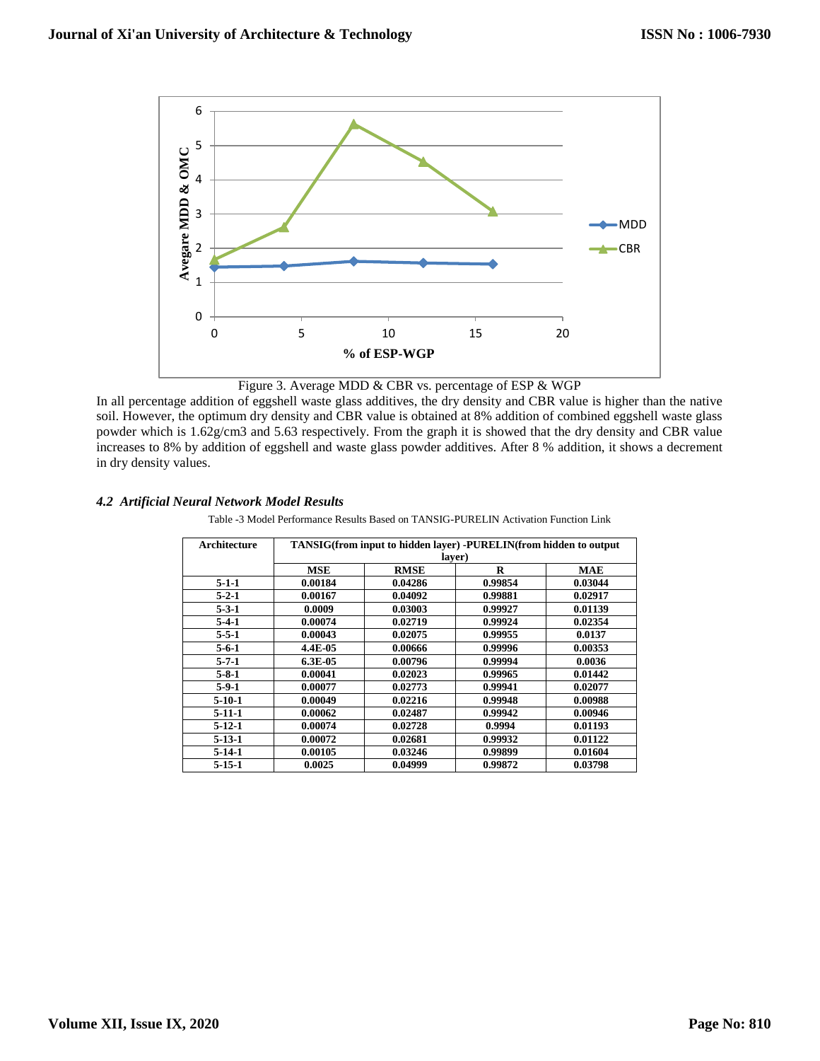Figure 3. Average MDD & CBR vs. percentage of ESP & WGP

In all percentage addition of eggshell waste glass additives, the dry density and CBR value is higher than the native soil. However, the optimum dry density and CBR value is obtained at 8% addition of combined eggshell waste glass powder which is 1.62g/cm3 and 5.63 respectively. From the graph it is showed that the dry density and CBR value increases to 8% by addition of eggshell and waste glass powder additives. After 8 % addition, it shows a decrement in dry density values.

### *4.2 Artificial Neural Network Model Results*

Table -3 Model Performance Results Based on TANSIG-PURELIN Activation Function Link

| Architecture | TANSIG(from input to hidden layer) -PURELIN(from hidden to output layer) | | | |
|---|---|---|---|---|
| | MSE | RMSE | R | MAE |
| 5-1-1 | 0.00184 | 0.04286 | 0.99854 | 0.03044 |
| 5-2-1 | 0.00167 | 0.04092 | 0.99881 | 0.02917 |
| 5-3-1 | 0.0009 | 0.03003 | 0.99927 | 0.01139 |
| 5-4-1 | 0.00074 | 0.02719 | 0.99924 | 0.02354 |
| 5-5-1 | 0.00043 | 0.02075 | 0.99955 | 0.0137 |
| 5-6-1 | 4.4E-05 | 0.00666 | 0.99996 | 0.00353 |
| 5-7-1 | 6.3E-05 | 0.00796 | 0.99994 | 0.0036 |
| 5-8-1 | 0.00041 | 0.02023 | 0.99965 | 0.01442 |
| 5-9-1 | 0.00077 | 0.02773 | 0.99941 | 0.02077 |
| 5-10-1 | 0.00049 | 0.02216 | 0.99948 | 0.00988 |
| 5-11-1 | 0.00062 | 0.02487 | 0.99942 | 0.00946 |
| 5-12-1 | 0.00074 | 0.02728 | 0.9994 | 0.01193 |
| 5-13-1 | 0.00072 | 0.02681 | 0.99932 | 0.01122 |
| 5-14-1 | 0.00105 | 0.03246 | 0.99899 | 0.01604 |
| 5-15-1 | 0.0025 | 0.04999 | 0.99872 | 0.03798 |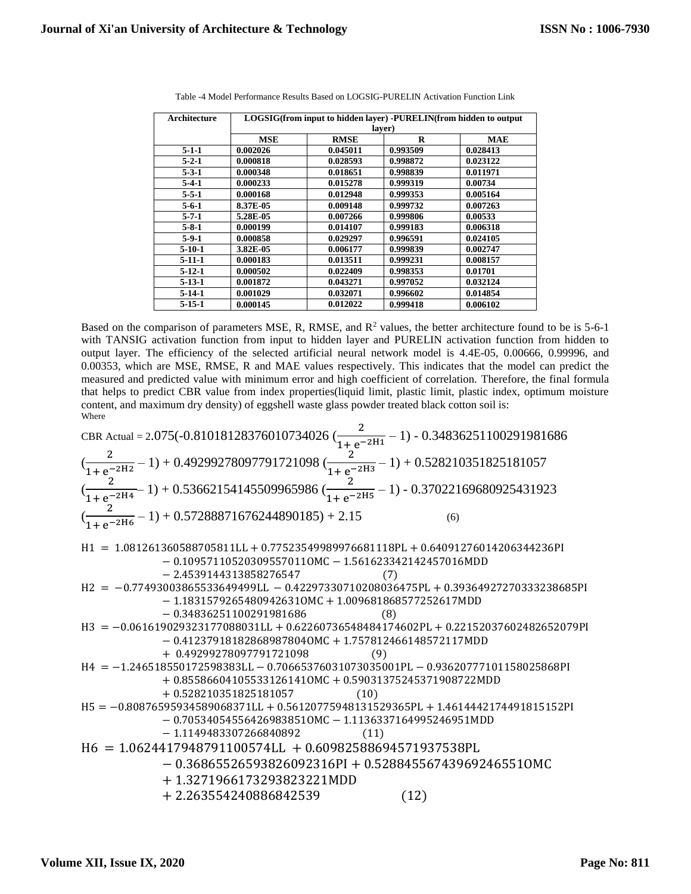Table -4 Model Performance Results Based on LOGSIG-PURELIN Activation Function Link

| Architecture | LOGSIG(from input to hidden layer) -PURELIN(from hidden to output layer) | | | |
|---|---|---|---|---|
| | MSE | RMSE | R | MAE |
| 5-1-1 | 0.002026 | 0.045011 | 0.993509 | 0.028413 |
| 5-2-1 | 0.000818 | 0.028593 | 0.998872 | 0.023122 |
| 5-3-1 | 0.000348 | 0.018651 | 0.998839 | 0.011971 |
| 5-4-1 | 0.000233 | 0.015278 | 0.999319 | 0.00734 |
| 5-5-1 | 0.000168 | 0.012948 | 0.999353 | 0.005164 |
| 5-6-1 | 8.37E-05 | 0.009148 | 0.999732 | 0.007263 |
| 5-7-1 | 5.28E-05 | 0.007266 | 0.999806 | 0.00533 |
| 5-8-1 | 0.000199 | 0.014107 | 0.999183 | 0.006318 |
| 5-9-1 | 0.000858 | 0.029297 | 0.996591 | 0.024105 |
| 5-10-1 | 3.82E-05 | 0.006177 | 0.999839 | 0.002747 |
| 5-11-1 | 0.000183 | 0.013511 | 0.999231 | 0.008157 |
| 5-12-1 | 0.000502 | 0.022409 | 0.998353 | 0.01701 |
| 5-13-1 | 0.001872 | 0.043271 | 0.997052 | 0.032124 |
| 5-14-1 | 0.001029 | 0.032071 | 0.996602 | 0.014854 |
| 5-15-1 | 0.000145 | 0.012022 | 0.999418 | 0.006102 |

Based on the comparison of parameters MSE, R, RMSE, and $R^2$ values, the better architecture found to be is 5-6-1 with TANSIG activation function from input to hidden layer and PURELIN activation function from hidden to output layer. The efficiency of the selected artificial neural network model is 4.4E-05, 0.00666, 0.99996, and 0.00353, which are MSE, RMSE, R and MAE values respectively. This indicates that the model can predict the measured and predicted value with minimum error and high coefficient of correlation. Therefore, the final formula that helps to predict CBR value from index properties(liquid limit, plastic limit, plastic index, optimum moisture content, and maximum dry density) of eggshell waste glass powder treated black cotton soil is:

Where

$$\text{CBR Actual} = 2.075(-0.81018128376010734026\left(\frac{2}{1+e^{-2H1}}-1\right) - 0.34836251100291981686\left(\frac{2}{1+e^{-2H2}}-1\right) + 0.49299278097791721098\left(\frac{2}{1+e^{-2H3}}-1\right) + 0.528210351825181057\left(\frac{2}{1+e^{-2H4}}-1\right) + 0.53662154145509965986\left(\frac{2}{1+e^{-2H5}}-1\right) - 0.37022169680925431923\left(\frac{2}{1+e^{-2H6}}-1\right) + 0.57288871676244890185) + 2.15 \quad (6)$$

$$H1 = 1.0812613605887058811LL + 0.77523549989976681118PL + 0.64091276014206344236PI - 0.10957110520309557011OMC - 1.5616233421424570 16MDD - 2.4539144313858276547 \quad (7)$$

$$H2 = -0.77493003865533649499LL - 0.42297330710208036475PL + 0.39364927270333238685PI - 1.1831579265480942631OMC + 1.009681868577252617MDD - 0.34836251100291981686 \quad (8)$$

$$H3 = -0.061619029323177088031LL + 0.62260736548484174602PL + 0.22152037602482652079PI - 0.41237918182868987804OMC + 1.757812466148572117MDD + 0.49299278097791721098 \quad (9)$$

$$H4 = -1.2465185501725983 83LL - 0.70665376031073035001PL - 0.93620777101158025868PI + 0.85586604105533126141OMC + 0.59031375245371908722MDD + 0.528210351825181057 \quad (10)$$

$$H5 = -0.80876595934589068371LL + 0.56120775948131529365PL + 1.4614442174491815152PI - 0.70534054556426983851OMC - 1.1136337164995246951MDD - 1.1149483307266840892 \quad (11)$$

$$H6 = 1.0624417948791100574LL + 0.60982588694571937538PL - 0.36865526593826092316PI + 0.52884556743969246551OMC + 1.3271966173293823221MDD + 2.263554240886842539 \quad (12)$$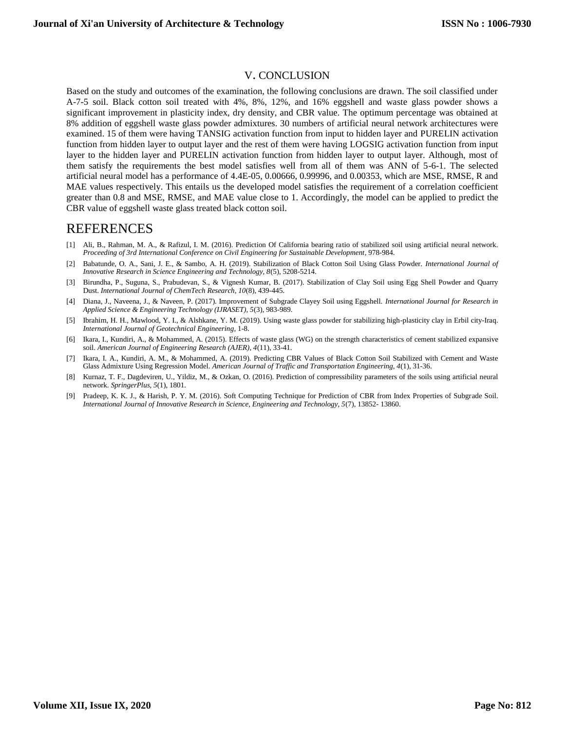## V. CONCLUSION

Based on the study and outcomes of the examination, the following conclusions are drawn. The soil classified under A-7-5 soil. Black cotton soil treated with 4%, 8%, 12%, and 16% eggshell and waste glass powder shows a significant improvement in plasticity index, dry density, and CBR value. The optimum percentage was obtained at 8% addition of eggshell waste glass powder admixtures. 30 numbers of artificial neural network architectures were examined. 15 of them were having TANSIG activation function from input to hidden layer and PURELIN activation function from hidden layer to output layer and the rest of them were having LOGSIG activation function from input layer to the hidden layer and PURELIN activation function from hidden layer to output layer. Although, most of them satisfy the requirements the best model satisfies well from all of them was ANN of 5-6-1. The selected artificial neural model has a performance of 4.4E-05, 0.00666, 0.99996, and 0.00353, which are MSE, RMSE, R and MAE values respectively. This entails us the developed model satisfies the requirement of a correlation coefficient greater than 0.8 and MSE, RMSE, and MAE value close to 1. Accordingly, the model can be applied to predict the CBR value of eggshell waste glass treated black cotton soil.

## REFERENCES

[1] Ali, B., Rahman, M. A., & Rafizul, I. M. (2016). Prediction Of California bearing ratio of stabilized soil using artificial neural network. *Proceeding of 3rd International Conference on Civil Engineering for Sustainable Development*, 978-984.

[2] Babatunde, O. A., Sani, J. E., & Sambo, A. H. (2019). Stabilization of Black Cotton Soil Using Glass Powder. *International Journal of Innovative Research in Science Engineering and Technology, 8*(5), 5208-5214.

[3] Birundha, P., Suguna, S., Prabudevan, S., & Vignesh Kumar, B. (2017). Stabilization of Clay Soil using Egg Shell Powder and Quarry Dust. *International Journal of ChemTech Research, 10*(8), 439-445.

[4] Diana, J., Naveena, J., & Naveen, P. (2017). Improvement of Subgrade Clayey Soil using Eggshell. *International Journal for Research in Applied Science & Engineering Technology (IJRASET), 5*(3), 983-989.

[5] Ibrahim, H. H., Mawlood, Y. I., & Alshkane, Y. M. (2019). Using waste glass powder for stabilizing high-plasticity clay in Erbil city-Iraq. *International Journal of Geotechnical Engineering*, 1-8.

[6] Ikara, I., Kundiri, A., & Mohammed, A. (2015). Effects of waste glass (WG) on the strength characteristics of cement stabilized expansive soil. *American Journal of Engineering Research (AJER), 4*(11), 33-41.

[7] Ikara, I. A., Kundiri, A. M., & Mohammed, A. (2019). Predicting CBR Values of Black Cotton Soil Stabilized with Cement and Waste Glass Admixture Using Regression Model. *American Journal of Traffic and Transportation Engineering, 4*(1), 31-36.

[8] Kurnaz, T. F., Dagdeviren, U., Yildiz, M., & Ozkan, O. (2016). Prediction of compressibility parameters of the soils using artificial neural network. *SpringerPlus, 5*(1), 1801.

[9] Pradeep, K. K. J., & Harish, P. Y. M. (2016). Soft Computing Technique for Prediction of CBR from Index Properties of Subgrade Soil. *International Journal of Innovative Research in Science, Engineering and Technology, 5*(7), 13852- 13860.